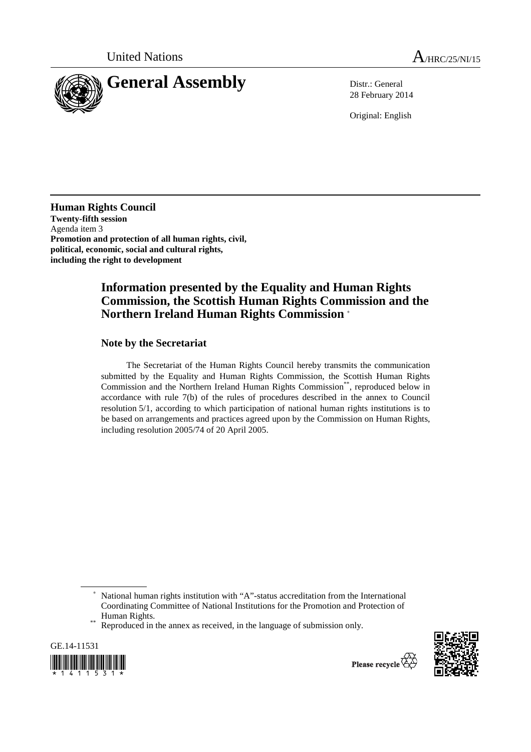United Nations A/HRC/25/NI/15

# General Assembly

Distr.: General
28 February 2014

Original: English

**Human Rights Council**
**Twenty-fifth session**
Agenda item 3
**Promotion and protection of all human rights, civil, political, economic, social and cultural rights, including the right to development**

## Information presented by the Equality and Human Rights Commission, the Scottish Human Rights Commission and the Northern Ireland Human Rights Commission [*]

### Note by the Secretariat

The Secretariat of the Human Rights Council hereby transmits the communication submitted by the Equality and Human Rights Commission, the Scottish Human Rights Commission and the Northern Ireland Human Rights Commission[**], reproduced below in accordance with rule 7(b) of the rules of procedures described in the annex to Council resolution 5/1, according to which participation of national human rights institutions is to be based on arrangements and practices agreed upon by the Commission on Human Rights, including resolution 2005/74 of 20 April 2005.

[*] National human rights institution with "A"-status accreditation from the International Coordinating Committee of National Institutions for the Promotion and Protection of Human Rights.

[**] Reproduced in the annex as received, in the language of submission only.

GE.14-11531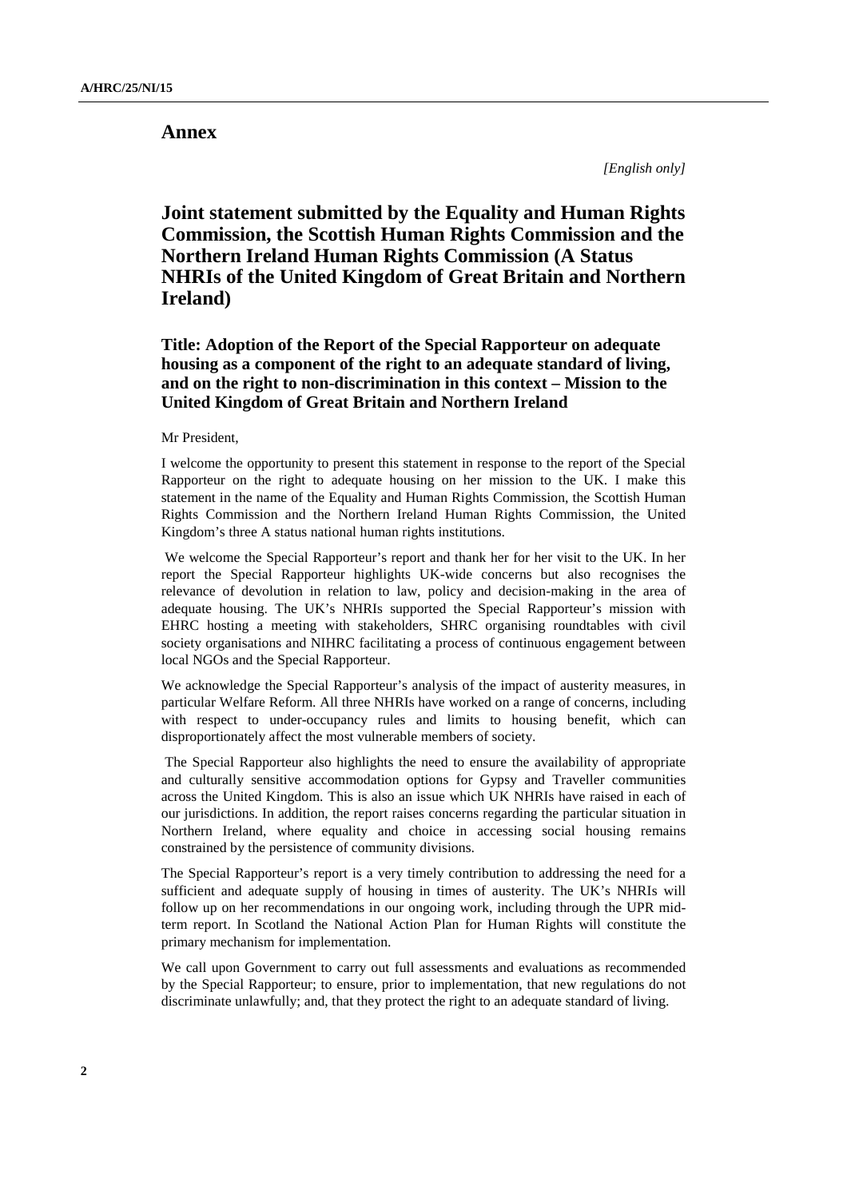# Annex

*[English only]*

## Joint statement submitted by the Equality and Human Rights Commission, the Scottish Human Rights Commission and the Northern Ireland Human Rights Commission (A Status NHRIs of the United Kingdom of Great Britain and Northern Ireland)

### Title: Adoption of the Report of the Special Rapporteur on adequate housing as a component of the right to an adequate standard of living, and on the right to non-discrimination in this context – Mission to the United Kingdom of Great Britain and Northern Ireland

Mr President,

I welcome the opportunity to present this statement in response to the report of the Special Rapporteur on the right to adequate housing on her mission to the UK. I make this statement in the name of the Equality and Human Rights Commission, the Scottish Human Rights Commission and the Northern Ireland Human Rights Commission, the United Kingdom's three A status national human rights institutions.

We welcome the Special Rapporteur's report and thank her for her visit to the UK. In her report the Special Rapporteur highlights UK-wide concerns but also recognises the relevance of devolution in relation to law, policy and decision-making in the area of adequate housing. The UK's NHRIs supported the Special Rapporteur's mission with EHRC hosting a meeting with stakeholders, SHRC organising roundtables with civil society organisations and NIHRC facilitating a process of continuous engagement between local NGOs and the Special Rapporteur.

We acknowledge the Special Rapporteur's analysis of the impact of austerity measures, in particular Welfare Reform. All three NHRIs have worked on a range of concerns, including with respect to under-occupancy rules and limits to housing benefit, which can disproportionately affect the most vulnerable members of society.

The Special Rapporteur also highlights the need to ensure the availability of appropriate and culturally sensitive accommodation options for Gypsy and Traveller communities across the United Kingdom. This is also an issue which UK NHRIs have raised in each of our jurisdictions. In addition, the report raises concerns regarding the particular situation in Northern Ireland, where equality and choice in accessing social housing remains constrained by the persistence of community divisions.

The Special Rapporteur's report is a very timely contribution to addressing the need for a sufficient and adequate supply of housing in times of austerity. The UK's NHRIs will follow up on her recommendations in our ongoing work, including through the UPR mid-term report. In Scotland the National Action Plan for Human Rights will constitute the primary mechanism for implementation.

We call upon Government to carry out full assessments and evaluations as recommended by the Special Rapporteur; to ensure, prior to implementation, that new regulations do not discriminate unlawfully; and, that they protect the right to an adequate standard of living.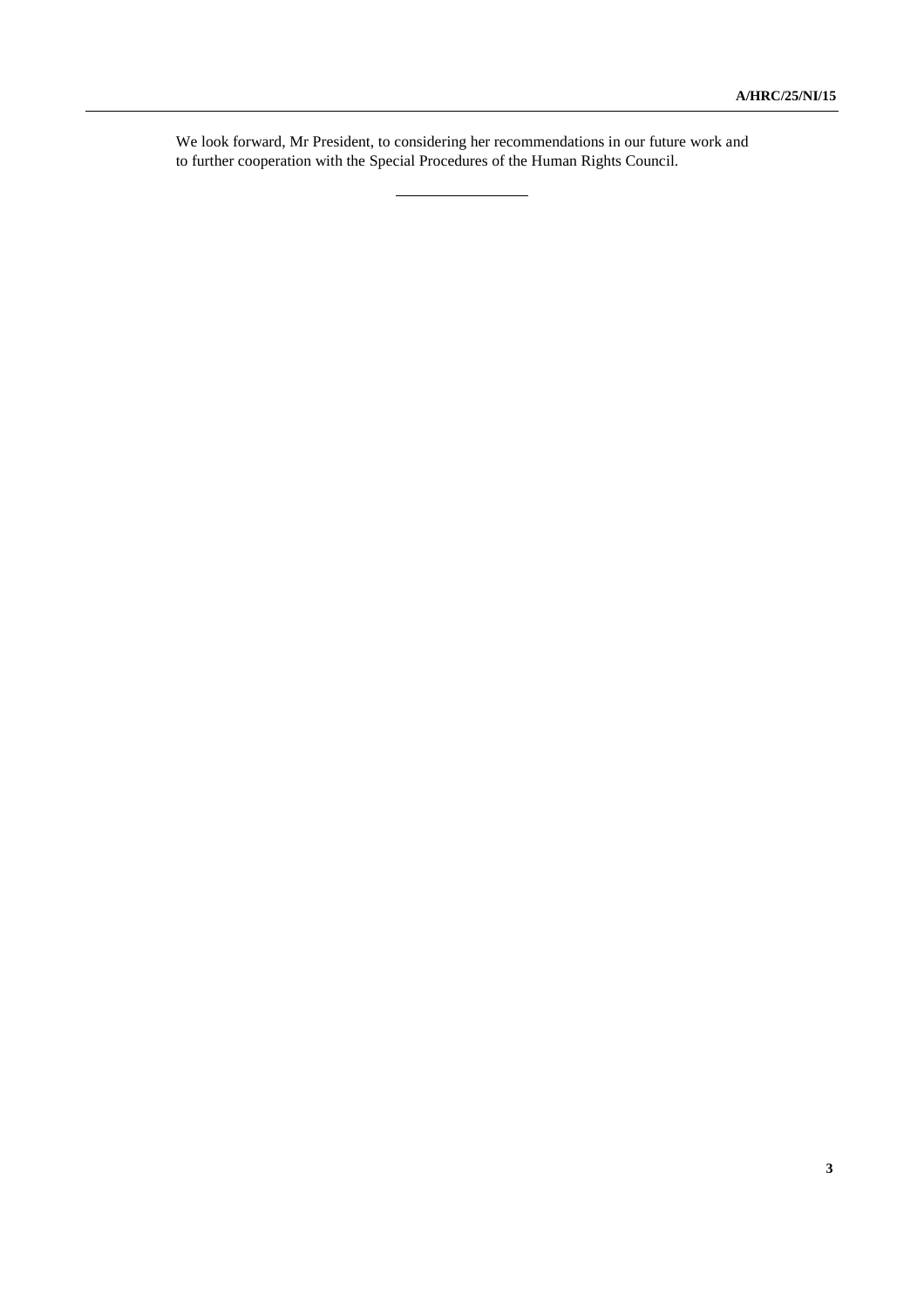We look forward, Mr President, to considering her recommendations in our future work and to further cooperation with the Special Procedures of the Human Rights Council.